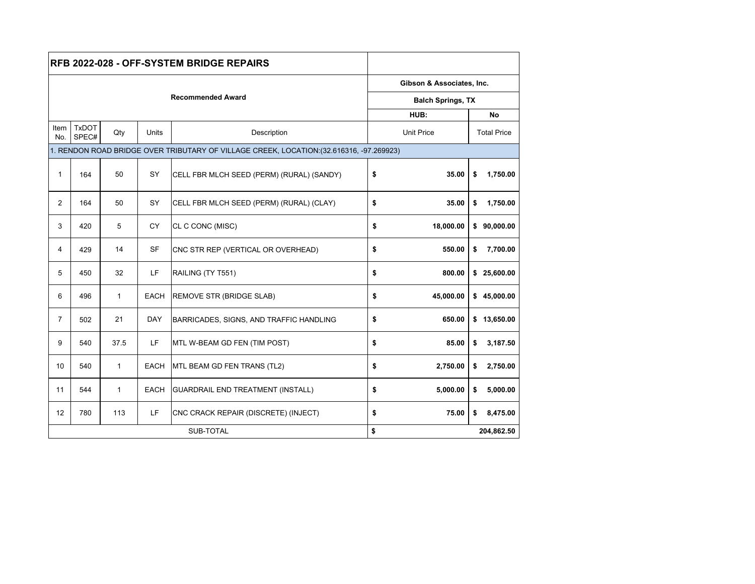| RFB 2022-028 - OFF-SYSTEM BRIDGE REPAIRS | | | | | | |
|---|---|---|---|---|---|---|
| | | | | | Gibson & Associates, Inc. | |
| | | | Recommended Award | | Balch Springs, TX | |
| | | | | | HUB: | No |
| Item No. | TxDOT SPEC# | Qty | Units | Description | Unit Price | Total Price |
| 1. RENDON ROAD BRIDGE OVER TRIBUTARY OF VILLAGE CREEK, LOCATION:(32.616316, -97.269923) | | | | | | |
| 1 | 164 | 50 | SY | CELL FBR MLCH SEED (PERM) (RURAL) (SANDY) | $ 35.00 | $ 1,750.00 |
| 2 | 164 | 50 | SY | CELL FBR MLCH SEED (PERM) (RURAL) (CLAY) | $ 35.00 | $ 1,750.00 |
| 3 | 420 | 5 | CY | CL C CONC (MISC) | $ 18,000.00 | $ 90,000.00 |
| 4 | 429 | 14 | SF | CNC STR REP (VERTICAL OR OVERHEAD) | $ 550.00 | $ 7,700.00 |
| 5 | 450 | 32 | LF | RAILING (TY T551) | $ 800.00 | $ 25,600.00 |
| 6 | 496 | 1 | EACH | REMOVE STR (BRIDGE SLAB) | $ 45,000.00 | $ 45,000.00 |
| 7 | 502 | 21 | DAY | BARRICADES, SIGNS, AND TRAFFIC HANDLING | $ 650.00 | $ 13,650.00 |
| 9 | 540 | 37.5 | LF | MTL W-BEAM GD FEN (TIM POST) | $ 85.00 | $ 3,187.50 |
| 10 | 540 | 1 | EACH | MTL BEAM GD FEN TRANS (TL2) | $ 2,750.00 | $ 2,750.00 |
| 11 | 544 | 1 | EACH | GUARDRAIL END TREATMENT (INSTALL) | $ 5,000.00 | $ 5,000.00 |
| 12 | 780 | 113 | LF | CNC CRACK REPAIR (DISCRETE) (INJECT) | $ 75.00 | $ 8,475.00 |
| | | | | SUB-TOTAL | $ | 204,862.50 |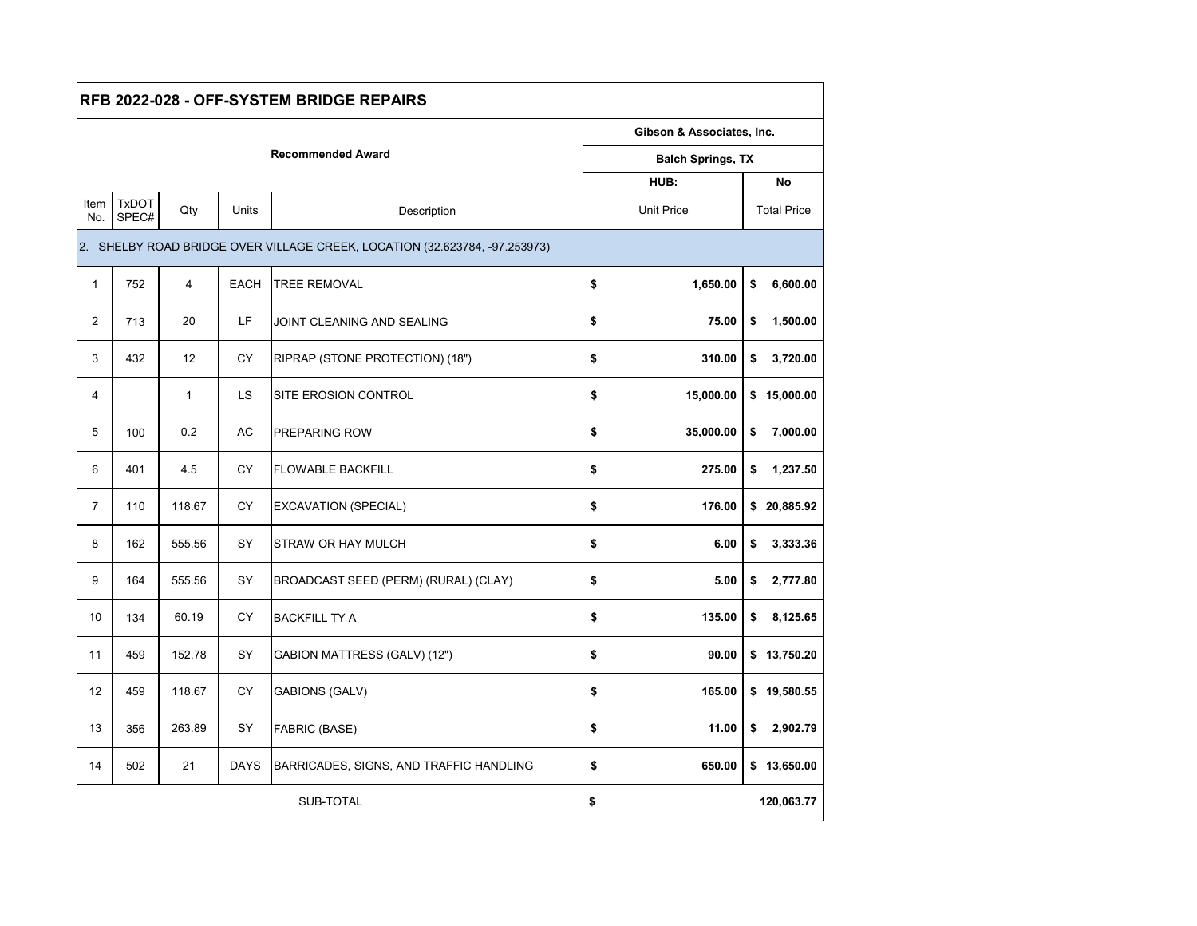| RFB 2022-028 - OFF-SYSTEM BRIDGE REPAIRS | | | | | | |
|---|---|---|---|---|---|---|
| **Recommended Award** | | | | | **Gibson & Associates, Inc.** | |
| | | | | | **Balch Springs, TX** | |
| | | | | | **HUB:** | **No** |
| Item No. | TxDOT SPEC# | Qty | Units | Description | Unit Price | Total Price |
| 2. SHELBY ROAD BRIDGE OVER VILLAGE CREEK, LOCATION (32.623784, -97.253973) | | | | | | |
| 1 | 752 | 4 | EACH | TREE REMOVAL | **$ 1,650.00** | **$ 6,600.00** |
| 2 | 713 | 20 | LF | JOINT CLEANING AND SEALING | **$ 75.00** | **$ 1,500.00** |
| 3 | 432 | 12 | CY | RIPRAP (STONE PROTECTION) (18") | **$ 310.00** | **$ 3,720.00** |
| 4 | | 1 | LS | SITE EROSION CONTROL | **$ 15,000.00** | **$ 15,000.00** |
| 5 | 100 | 0.2 | AC | PREPARING ROW | **$ 35,000.00** | **$ 7,000.00** |
| 6 | 401 | 4.5 | CY | FLOWABLE BACKFILL | **$ 275.00** | **$ 1,237.50** |
| 7 | 110 | 118.67 | CY | EXCAVATION (SPECIAL) | **$ 176.00** | **$ 20,885.92** |
| 8 | 162 | 555.56 | SY | STRAW OR HAY MULCH | **$ 6.00** | **$ 3,333.36** |
| 9 | 164 | 555.56 | SY | BROADCAST SEED (PERM) (RURAL) (CLAY) | **$ 5.00** | **$ 2,777.80** |
| 10 | 134 | 60.19 | CY | BACKFILL TY A | **$ 135.00** | **$ 8,125.65** |
| 11 | 459 | 152.78 | SY | GABION MATTRESS (GALV) (12") | **$ 90.00** | **$ 13,750.20** |
| 12 | 459 | 118.67 | CY | GABIONS (GALV) | **$ 165.00** | **$ 19,580.55** |
| 13 | 356 | 263.89 | SY | FABRIC (BASE) | **$ 11.00** | **$ 2,902.79** |
| 14 | 502 | 21 | DAYS | BARRICADES, SIGNS, AND TRAFFIC HANDLING | **$ 650.00** | **$ 13,650.00** |
| SUB-TOTAL | | | | | **$** | **120,063.77** |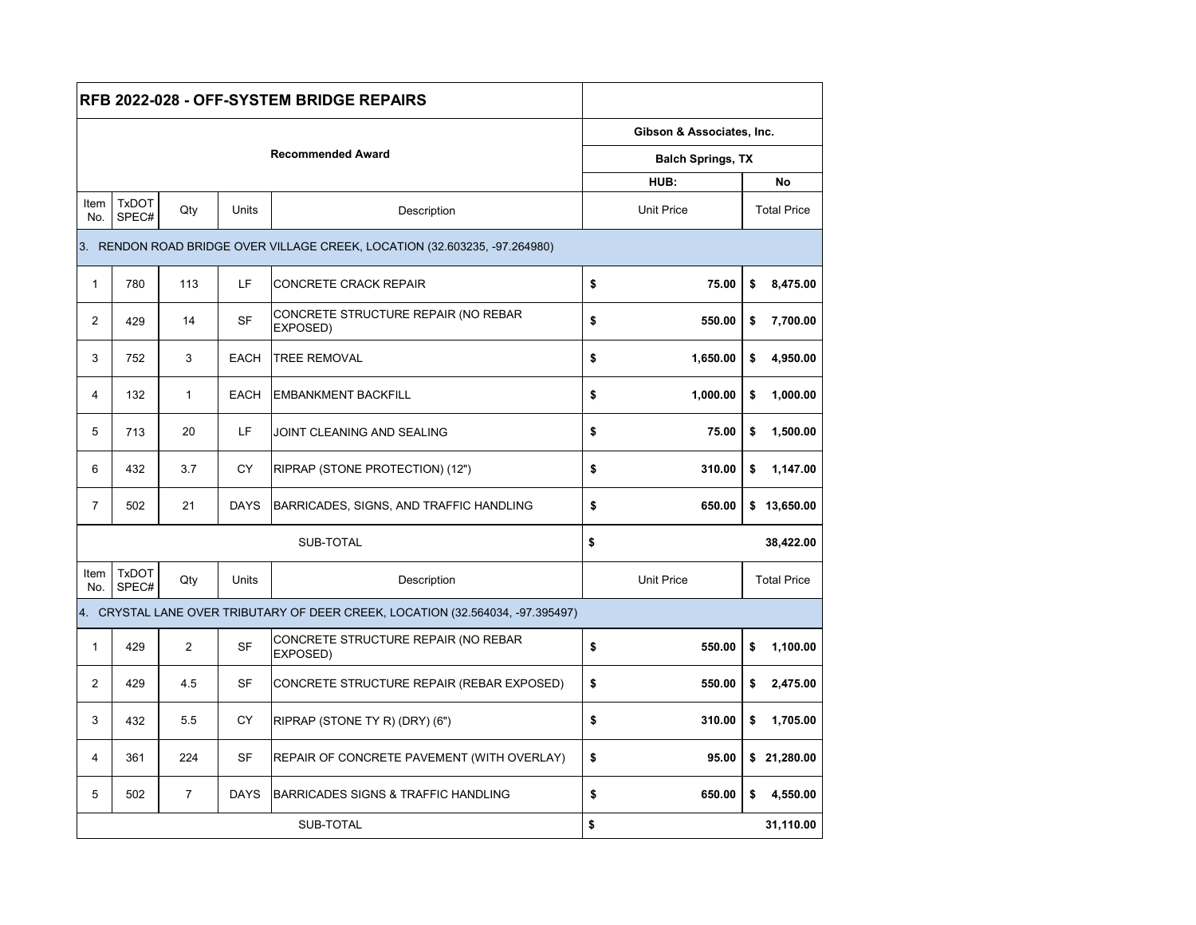| RFB 2022-028 - OFF-SYSTEM BRIDGE REPAIRS | | | | | | |
|---|---|---|---|---|---|---|
| | | | | | Gibson & Associates, Inc. | |
| | | Recommended Award | | | Balch Springs, TX | |
| | | | | | HUB: | No |
| Item No. | TxDOT SPEC# | Qty | Units | Description | Unit Price | Total Price |
| 3. RENDON ROAD BRIDGE OVER VILLAGE CREEK, LOCATION (32.603235, -97.264980) | | | | | | |
| 1 | 780 | 113 | LF | CONCRETE CRACK REPAIR | $ 75.00 | $ 8,475.00 |
| 2 | 429 | 14 | SF | CONCRETE STRUCTURE REPAIR (NO REBAR EXPOSED) | $ 550.00 | $ 7,700.00 |
| 3 | 752 | 3 | EACH | TREE REMOVAL | $ 1,650.00 | $ 4,950.00 |
| 4 | 132 | 1 | EACH | EMBANKMENT BACKFILL | $ 1,000.00 | $ 1,000.00 |
| 5 | 713 | 20 | LF | JOINT CLEANING AND SEALING | $ 75.00 | $ 1,500.00 |
| 6 | 432 | 3.7 | CY | RIPRAP (STONE PROTECTION) (12") | $ 310.00 | $ 1,147.00 |
| 7 | 502 | 21 | DAYS | BARRICADES, SIGNS, AND TRAFFIC HANDLING | $ 650.00 | $ 13,650.00 |
| | | | | SUB-TOTAL | $ | 38,422.00 |
| Item No. | TxDOT SPEC# | Qty | Units | Description | Unit Price | Total Price |
| 4. CRYSTAL LANE OVER TRIBUTARY OF DEER CREEK, LOCATION (32.564034, -97.395497) | | | | | | |
| 1 | 429 | 2 | SF | CONCRETE STRUCTURE REPAIR (NO REBAR EXPOSED) | $ 550.00 | $ 1,100.00 |
| 2 | 429 | 4.5 | SF | CONCRETE STRUCTURE REPAIR (REBAR EXPOSED) | $ 550.00 | $ 2,475.00 |
| 3 | 432 | 5.5 | CY | RIPRAP (STONE TY R) (DRY) (6") | $ 310.00 | $ 1,705.00 |
| 4 | 361 | 224 | SF | REPAIR OF CONCRETE PAVEMENT (WITH OVERLAY) | $ 95.00 | $ 21,280.00 |
| 5 | 502 | 7 | DAYS | BARRICADES SIGNS & TRAFFIC HANDLING | $ 650.00 | $ 4,550.00 |
| | | | | SUB-TOTAL | $ | 31,110.00 |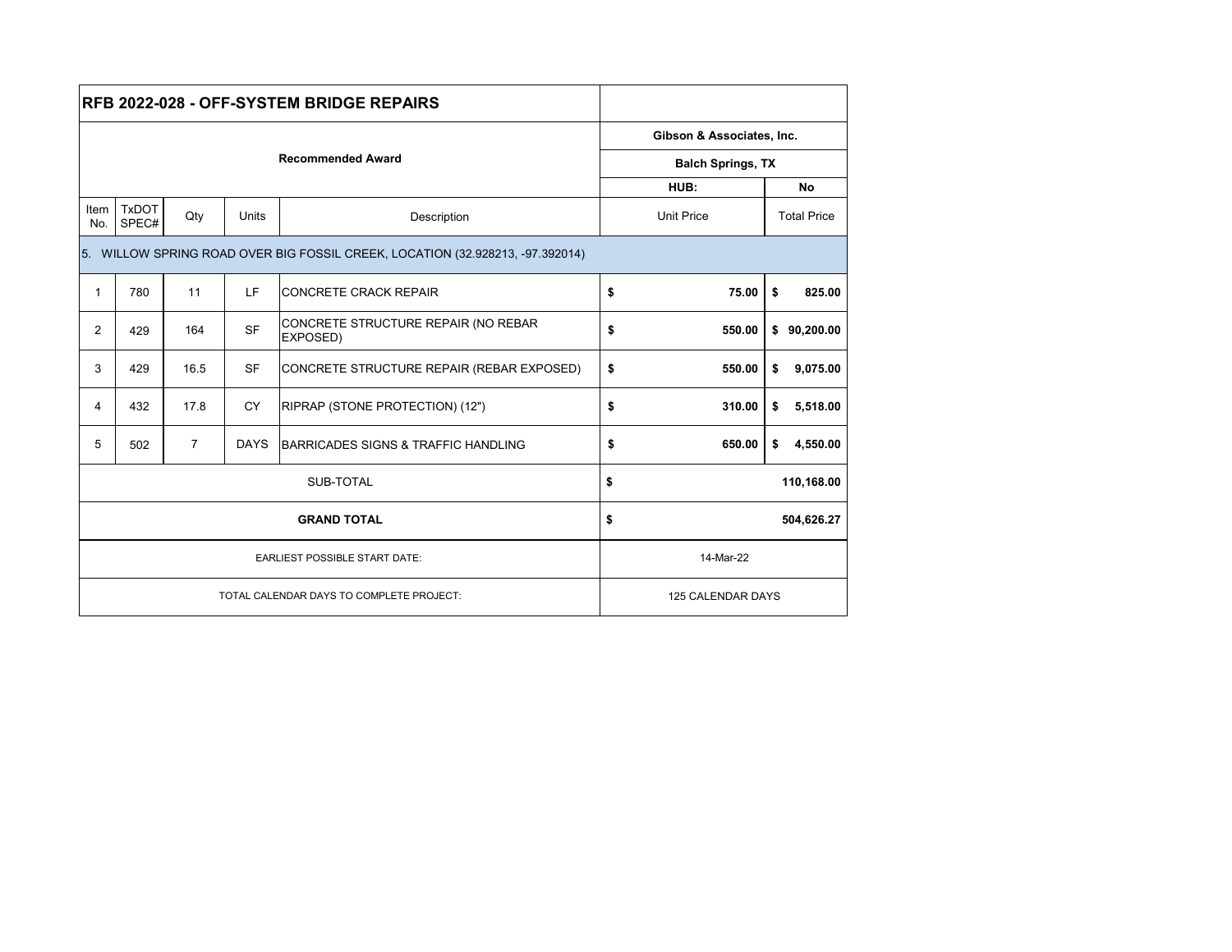| RFB 2022-028 - OFF-SYSTEM BRIDGE REPAIRS | | | | | | |
|---|---|---|---|---|---|---|
| **Recommended Award** | | | | | **Gibson & Associates, Inc.** | |
| | | | | | **Balch Springs, TX** | |
| | | | | | **HUB:** | **No** |
| Item No. | TxDOT SPEC# | Qty | Units | Description | Unit Price | Total Price |
| 5. WILLOW SPRING ROAD OVER BIG FOSSIL CREEK, LOCATION (32.928213, -97.392014) | | | | | | |
| 1 | 780 | 11 | LF | CONCRETE CRACK REPAIR | **$ 75.00** | **$ 825.00** |
| 2 | 429 | 164 | SF | CONCRETE STRUCTURE REPAIR (NO REBAR EXPOSED) | **$ 550.00** | **$ 90,200.00** |
| 3 | 429 | 16.5 | SF | CONCRETE STRUCTURE REPAIR (REBAR EXPOSED) | **$ 550.00** | **$ 9,075.00** |
| 4 | 432 | 17.8 | CY | RIPRAP (STONE PROTECTION) (12") | **$ 310.00** | **$ 5,518.00** |
| 5 | 502 | 7 | DAYS | BARRICADES SIGNS & TRAFFIC HANDLING | **$ 650.00** | **$ 4,550.00** |
| SUB-TOTAL | | | | | **$ 110,168.00** | |
| **GRAND TOTAL** | | | | | **$ 504,626.27** | |
| EARLIEST POSSIBLE START DATE: | | | | | 14-Mar-22 | |
| TOTAL CALENDAR DAYS TO COMPLETE PROJECT: | | | | | 125 CALENDAR DAYS | |